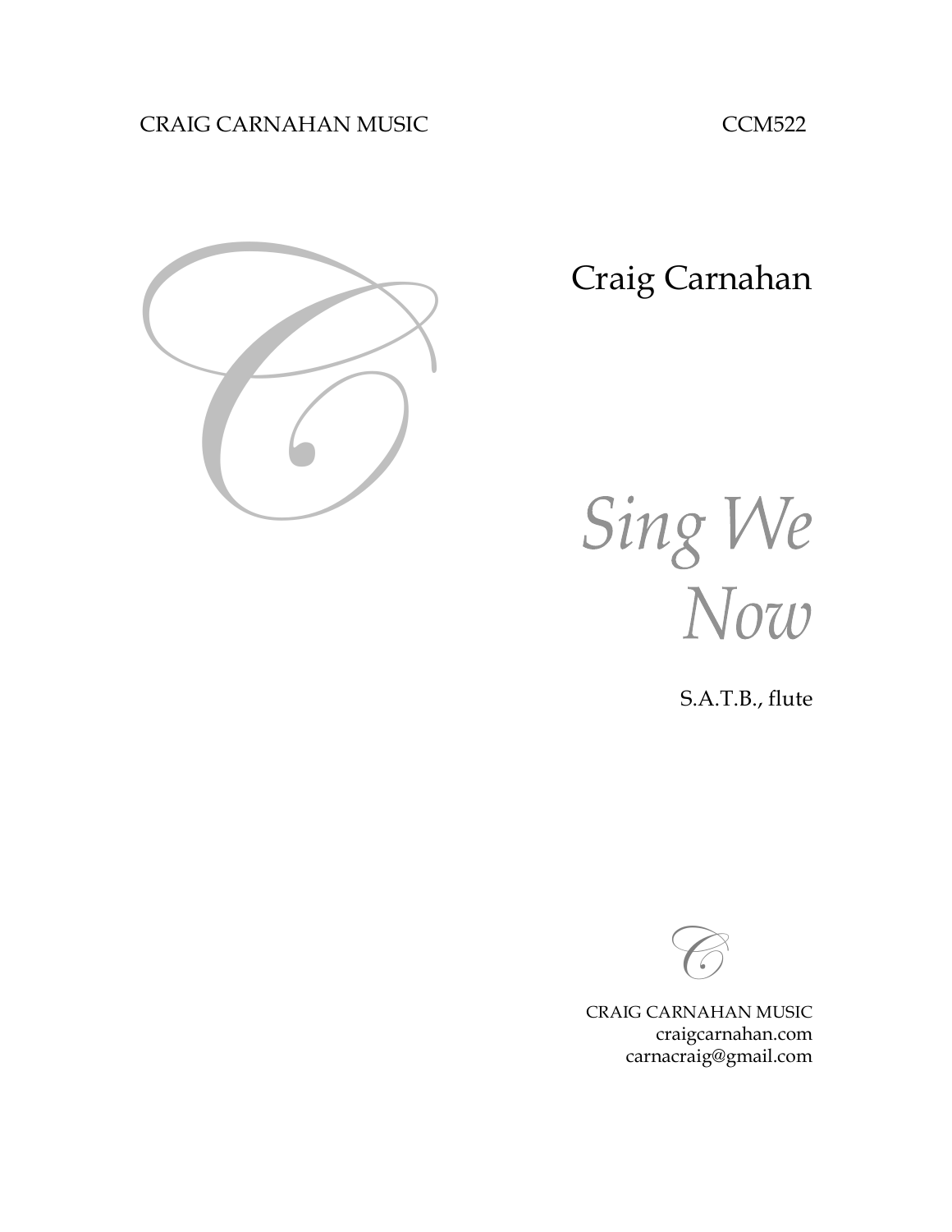CRAIG CARNAHAN MUSIC CCM522

Craig Carnahan

# *Sing We Now*

S.A.T.B., flute

CRAIG CARNAHAN MUSIC
craigcarnahan.com
carnacraig@gmail.com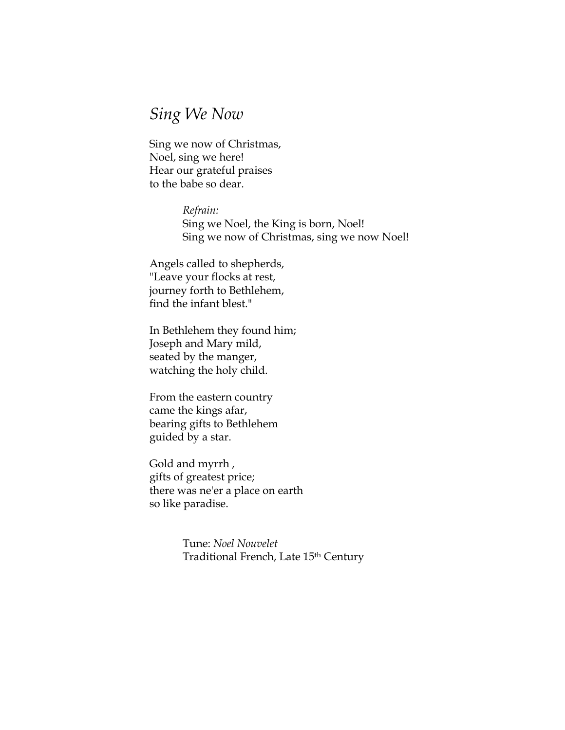## *Sing We Now*

Sing we now of Christmas,
Noel, sing we here!
Hear our grateful praises
to the babe so dear.

> *Refrain:*
> Sing we Noel, the King is born, Noel!
> Sing we now of Christmas, sing we now Noel!

Angels called to shepherds,
"Leave your flocks at rest,
journey forth to Bethlehem,
find the infant blest."

In Bethlehem they found him;
Joseph and Mary mild,
seated by the manger,
watching the holy child.

From the eastern country
came the kings afar,
bearing gifts to Bethlehem
guided by a star.

Gold and myrrh ,
gifts of greatest price;
there was ne'er a place on earth
so like paradise.

> Tune: *Noel Nouvelet*
> Traditional French, Late 15th Century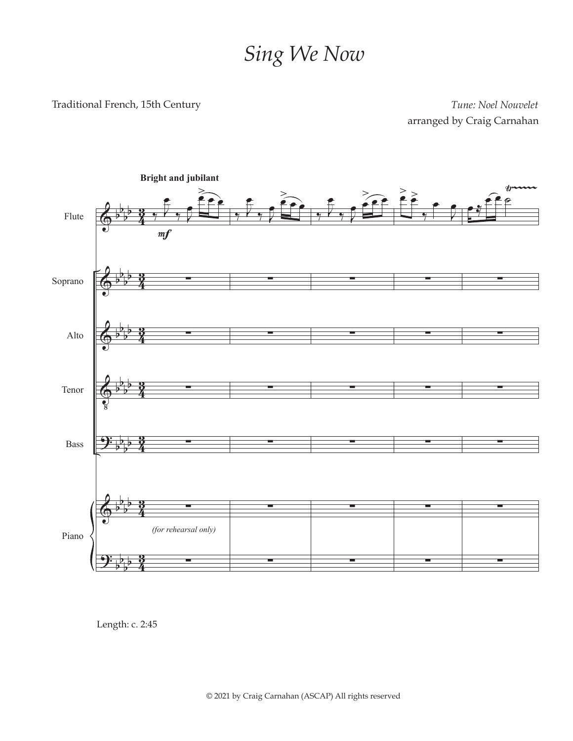# *Sing We Now*

Traditional French, 15th Century

*Tune: Noel Nouvelet*
arranged by Craig Carnahan

**Bright and jubilant**

Flute — *mf*

Soprano

Alto

Tenor

Bass

Piano *(for rehearsal only)*

Length: c. 2:45

© 2021 by Craig Carnahan (ASCAP) All rights reserved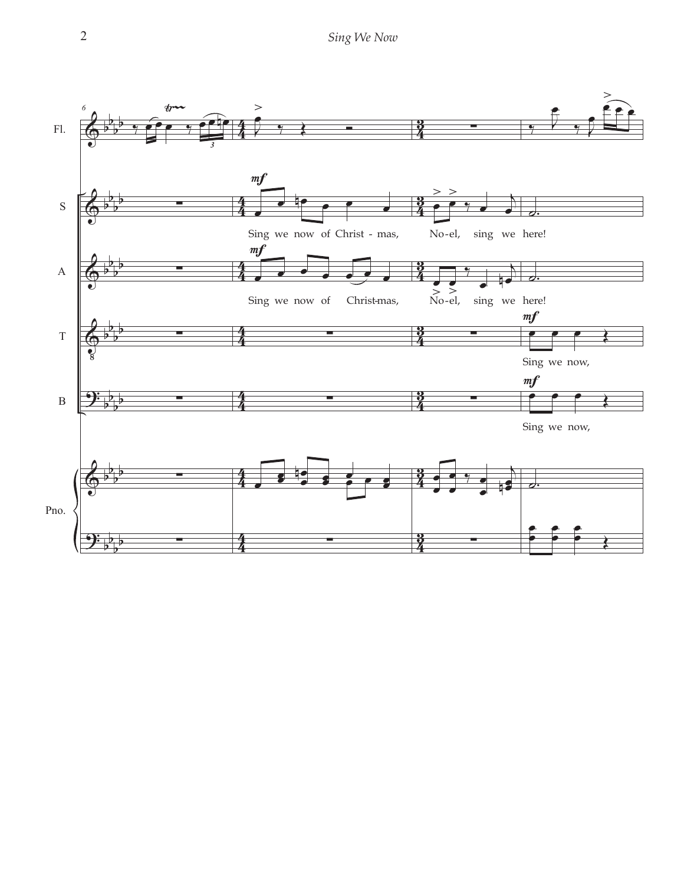Fl.

S — *mf* Sing we now of Christ - mas, No-el, sing we here!

A — *mf* Sing we now of Christ-mas, No-el, sing we here!

T — *mf* Sing we now,

B — *mf* Sing we now,

Pno.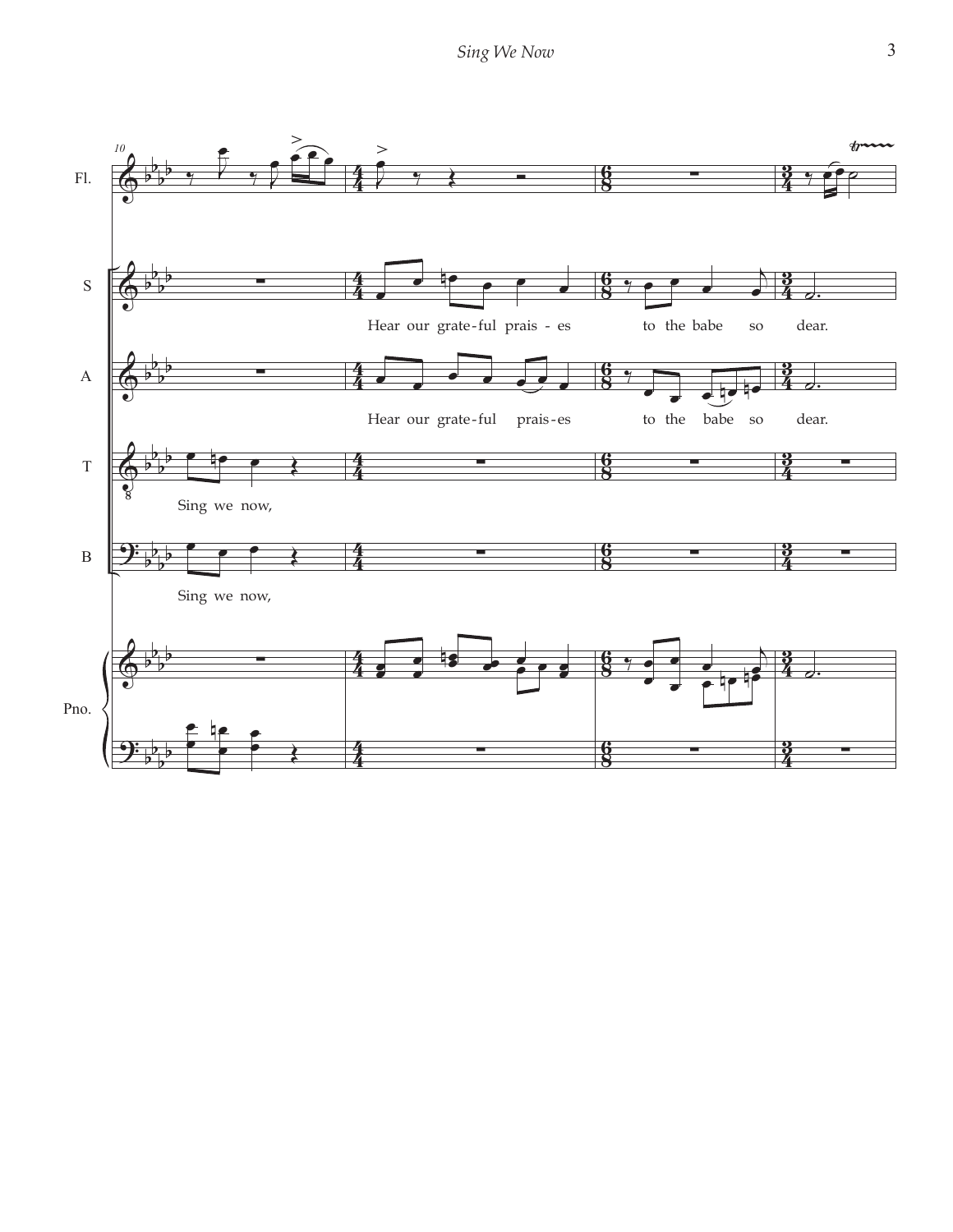Fl.

S

Hear our grate-ful prais - es to the babe so dear.

A

Hear our grate-ful prais-es to the babe so dear.

T

Sing we now,

B

Sing we now,

Pno.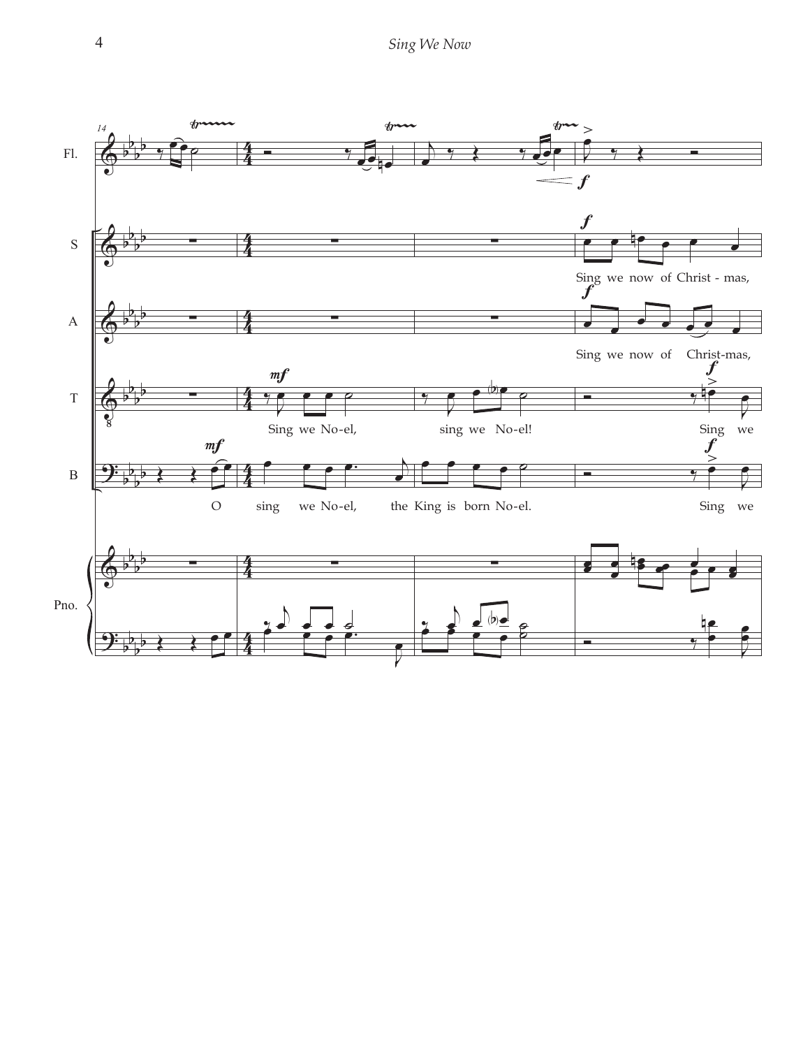14

Fl.

S — Sing we now of Christ - mas,

A — Sing we now of Christ-mas,

T — Sing we No-el, sing we No-el! Sing we

B — O sing we No-el, the King is born No-el. Sing we

Pno.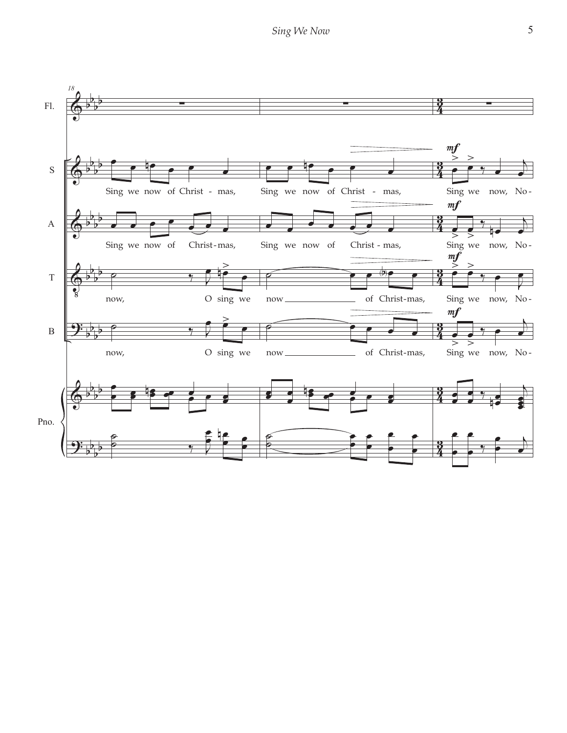18

Fl.

S — *mf* — Sing we now of Christ - mas, Sing we now of Christ - mas, Sing we now, No-

A — *mf* — Sing we now of Christ-mas, Sing we now of Christ - mas, Sing we now, No-

T — *mf* — now, O sing we now of Christ-mas, Sing we now, No-

B — *mf* — now, O sing we now of Christ-mas, Sing we now, No-

Pno.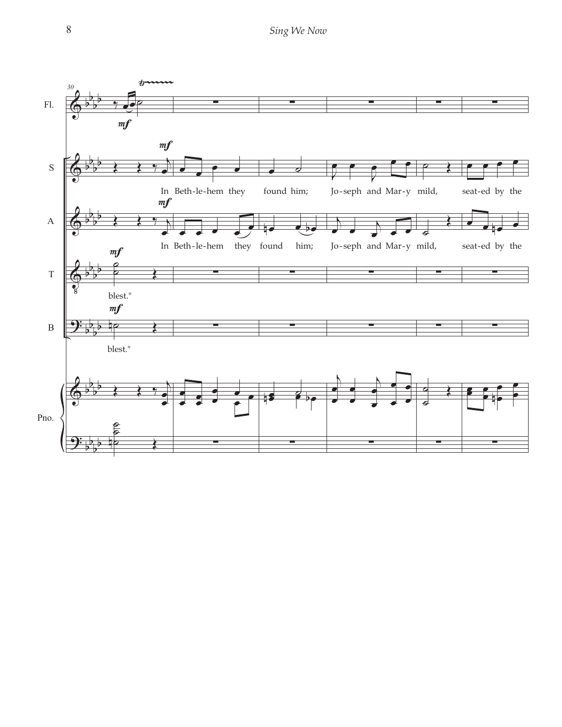Fl.

S

In Beth-le-hem they found him; Jo-seph and Mar-y mild, seat-ed by the

A

In Beth-le-hem they found him; Jo-seph and Mar-y mild, seat-ed by the

T

blest."

B

blest."

Pno.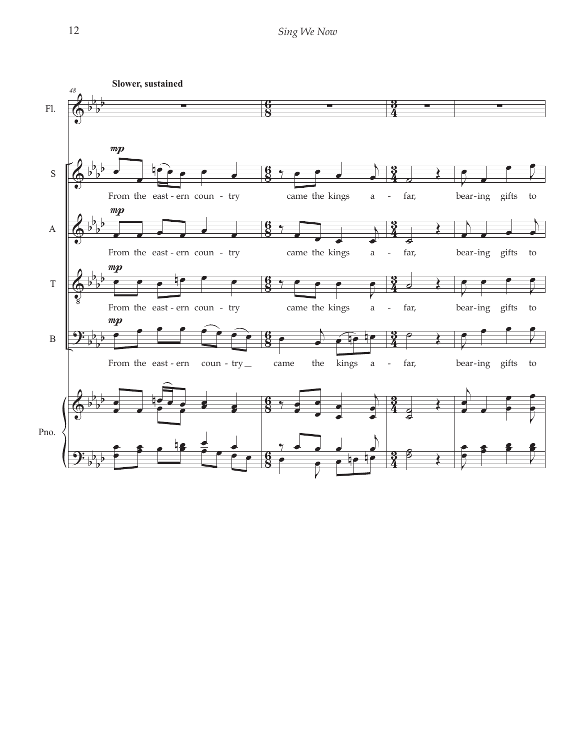**Slower, sustained**

Fl.

S — *mp* From the east - ern coun - try came the kings a - far, bear - ing gifts to

A — *mp* From the east - ern coun - try came the kings a - far, bear - ing gifts to

T — *mp* From the east - ern coun - try came the kings a - far, bear - ing gifts to

B — *mp* From the east - ern coun - try came the kings a - far, bear - ing gifts to

Pno.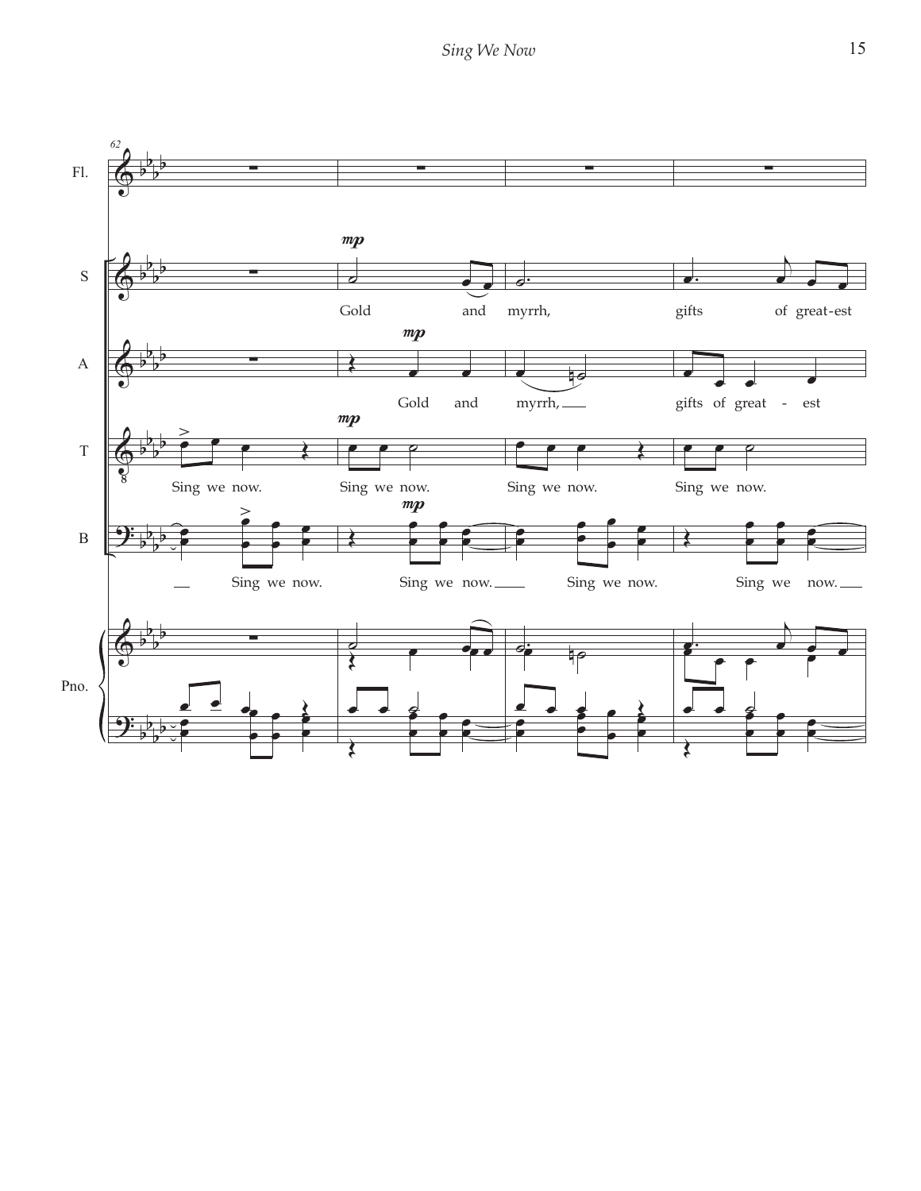62

Fl.

S

*mp*

Gold and myrrh, gifts of great-est

A

*mp*

Gold and myrrh, gifts of great - est

T

*mp*

Sing we now. Sing we now. Sing we now. Sing we now.

B

*mp*

Sing we now. Sing we now. Sing we now. Sing we now.

Pno.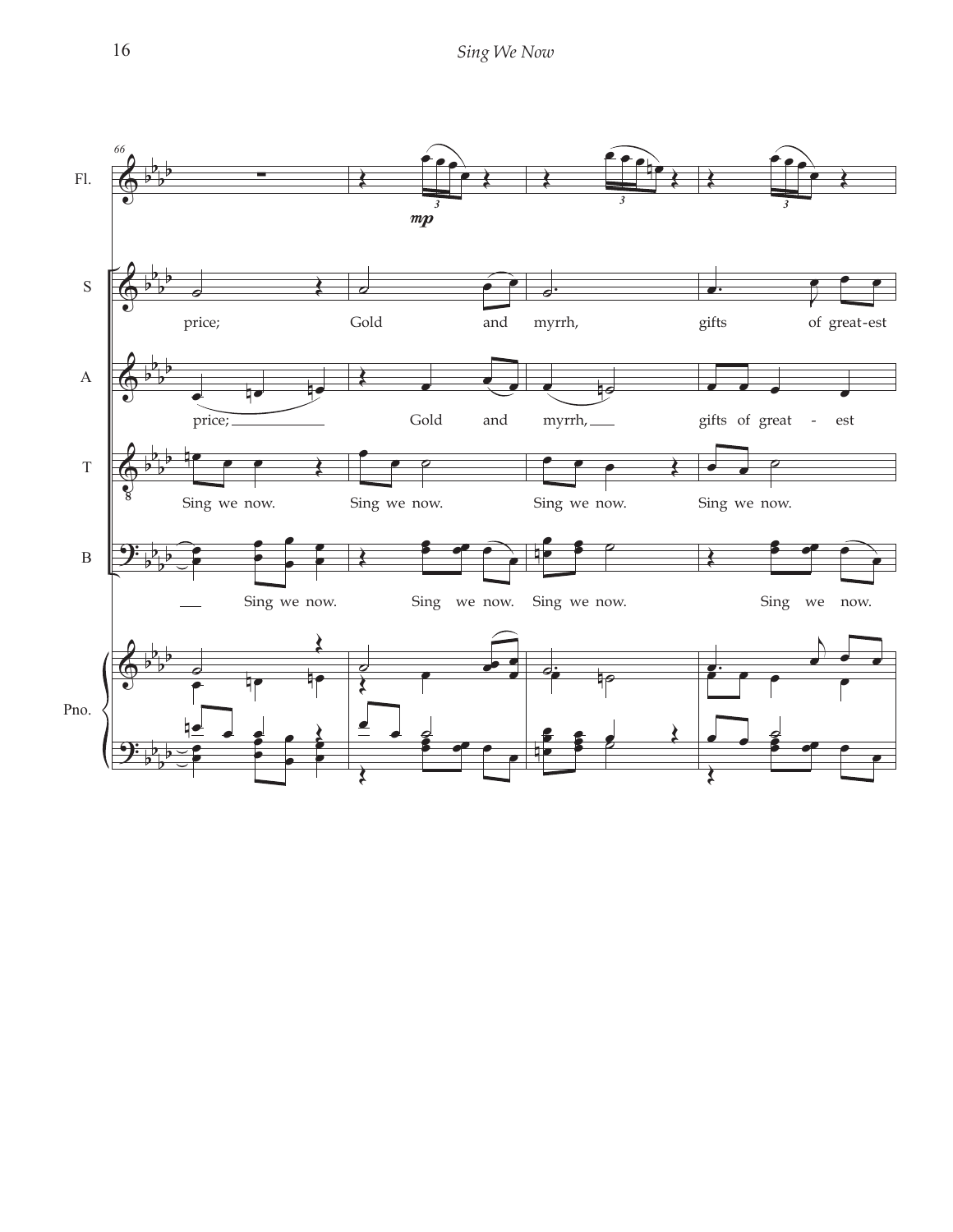Fl.

S

price; Gold and myrrh, gifts of great-est

A

price; Gold and myrrh, gifts of great - est

T

Sing we now. Sing we now. Sing we now. Sing we now.

B

Sing we now. Sing we now. Sing we now. Sing we now.

Pno.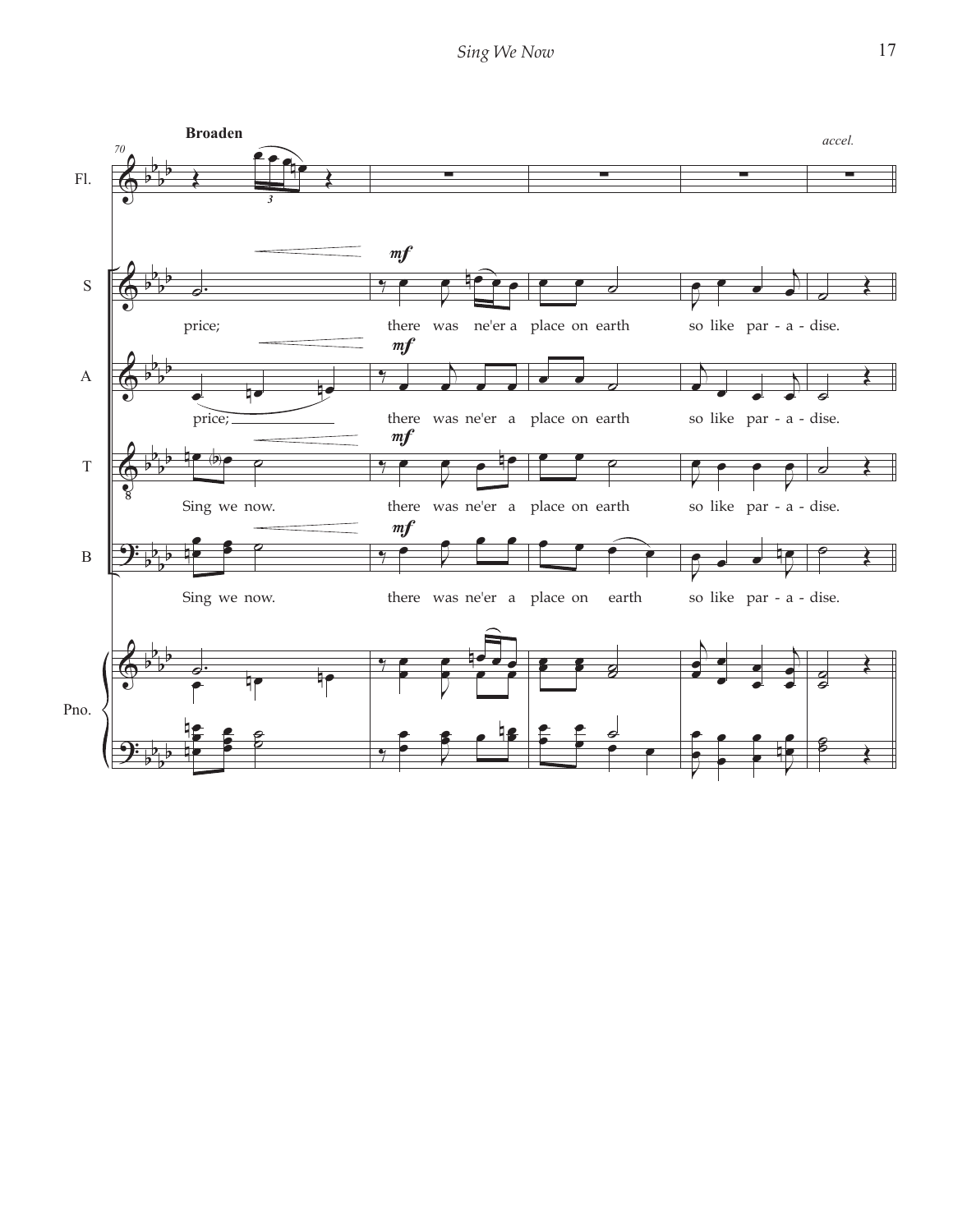**Broaden**

*accel.*

Fl.

S: price; there was ne'er a place on earth so like par - a - dise.

A: price; there was ne'er a place on earth so like par - a - dise.

T: Sing we now. there was ne'er a place on earth so like par - a - dise.

B: Sing we now. there was ne'er a place on earth so like par - a - dise.

Pno.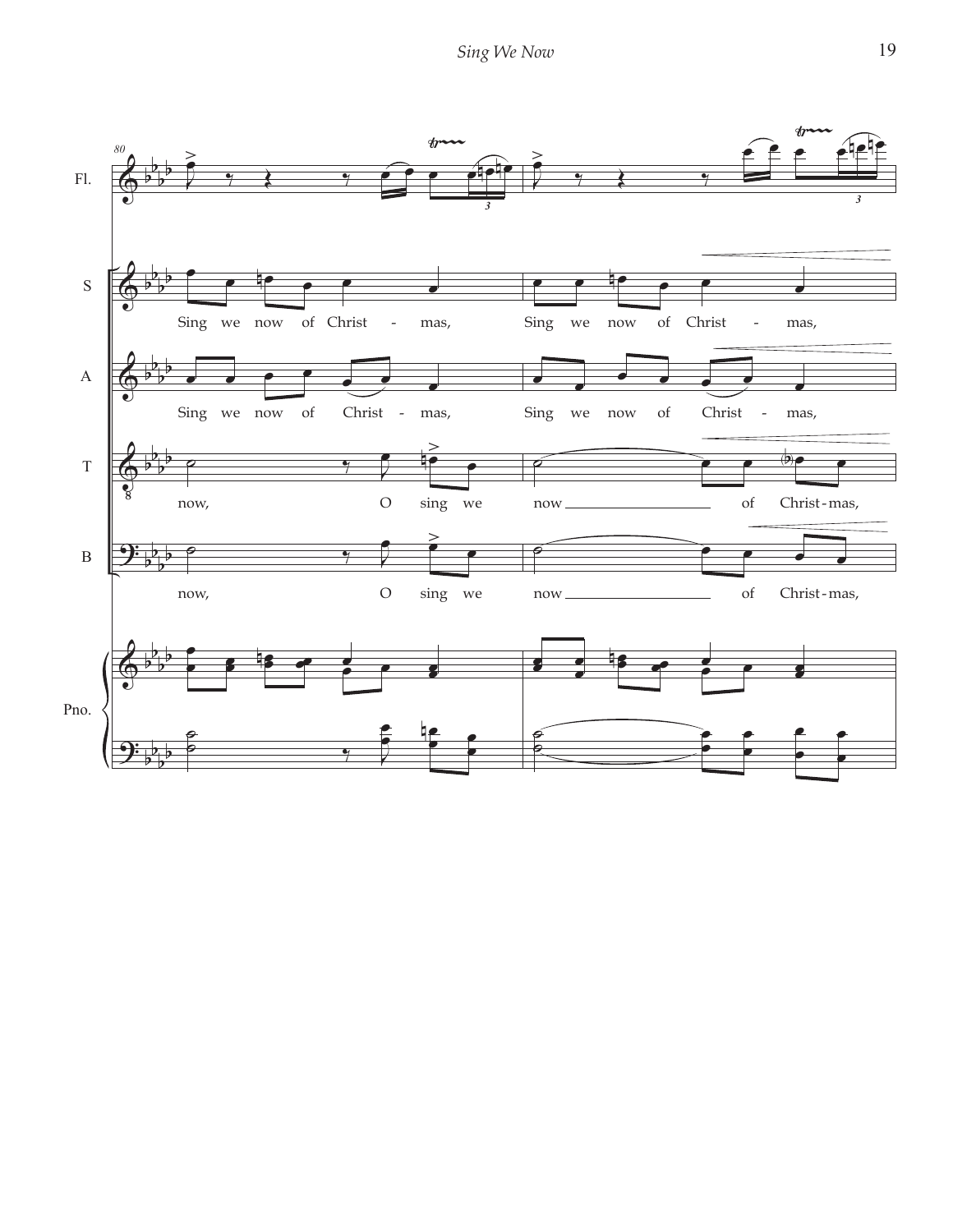80

Fl.

S
Sing we now of Christ - mas, Sing we now of Christ - mas,

A
Sing we now of Christ - mas, Sing we now of Christ - mas,

T
now, O sing we now of Christ-mas,

B
now, O sing we now of Christ-mas,

Pno.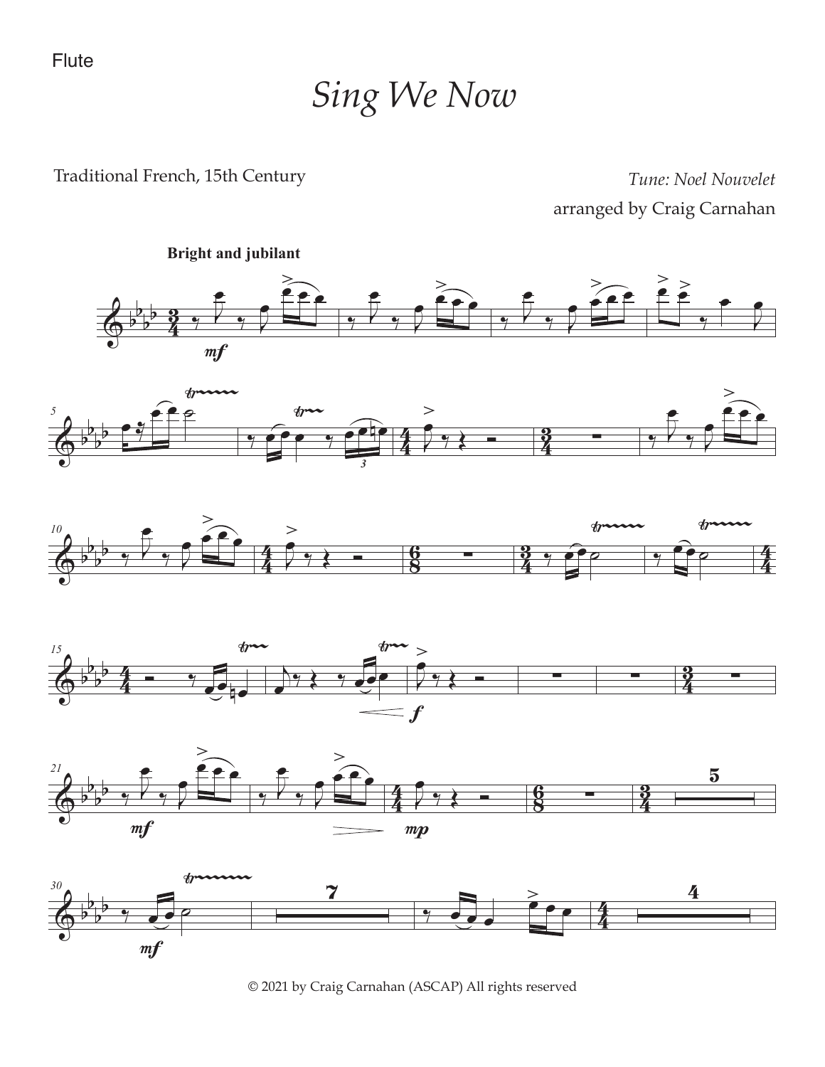Flute

# *Sing We Now*

Traditional French, 15th Century

*Tune: Noel Nouvelet*

arranged by Craig Carnahan

**Bright and jubilant**

© 2021 by Craig Carnahan (ASCAP) All rights reserved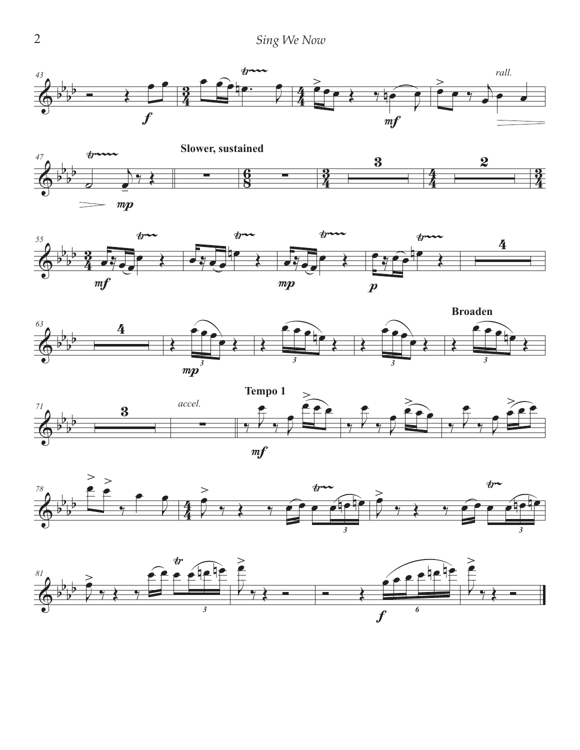rall.

Slower, sustained

Broaden

accel.

Tempo 1